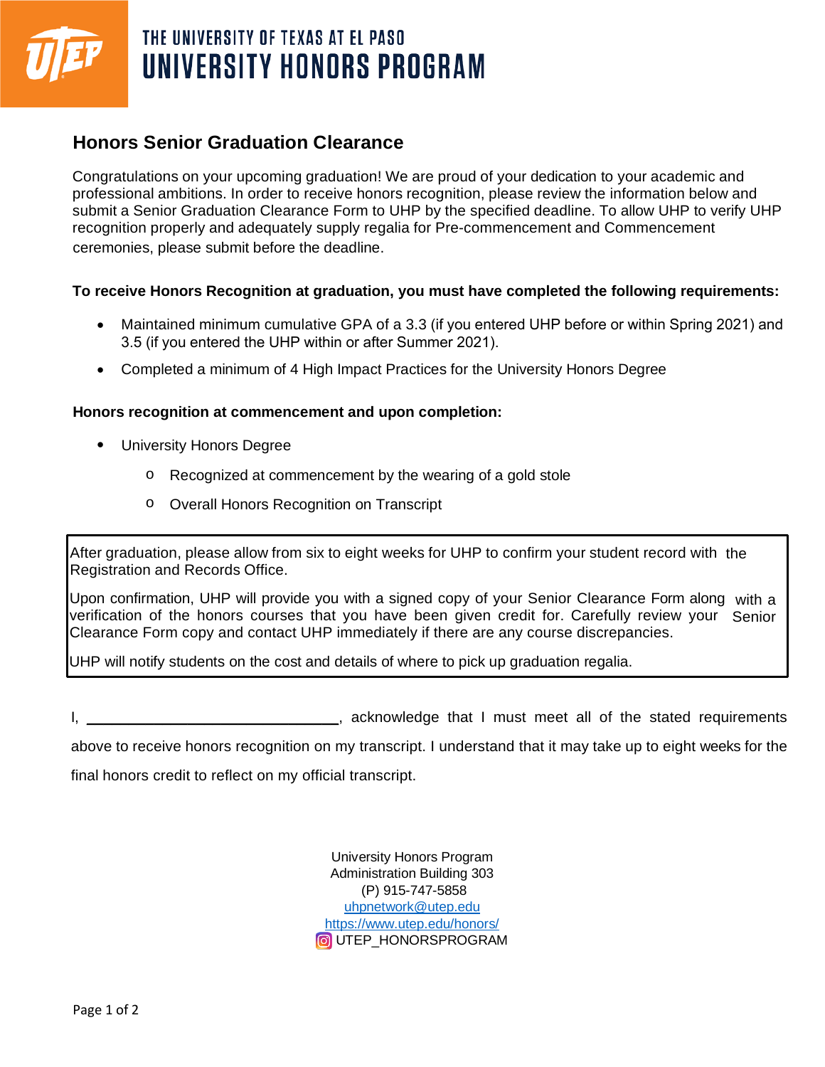THE UNIVERSITY OF TEXAS AT EL PASO
# UNIVERSITY HONORS PROGRAM

## Honors Senior Graduation Clearance

Congratulations on your upcoming graduation! We are proud of your dedication to your academic and professional ambitions. In order to receive honors recognition, please review the information below and submit a Senior Graduation Clearance Form to UHP by the specified deadline. To allow UHP to verify UHP recognition properly and adequately supply regalia for Pre-commencement and Commencement ceremonies, please submit before the deadline.

**To receive Honors Recognition at graduation, you must have completed the following requirements:**

- Maintained minimum cumulative GPA of a 3.3 (if you entered UHP before or within Spring 2021) and 3.5 (if you entered the UHP within or after Summer 2021).
- Completed a minimum of 4 High Impact Practices for the University Honors Degree

**Honors recognition at commencement and upon completion:**

- University Honors Degree
  - Recognized at commencement by the wearing of a gold stole
  - Overall Honors Recognition on Transcript

After graduation, please allow from six to eight weeks for UHP to confirm your student record with the Registration and Records Office.

Upon confirmation, UHP will provide you with a signed copy of your Senior Clearance Form along with a verification of the honors courses that you have been given credit for. Carefully review your Senior Clearance Form copy and contact UHP immediately if there are any course discrepancies.

UHP will notify students on the cost and details of where to pick up graduation regalia.

I, ______________________________, acknowledge that I must meet all of the stated requirements above to receive honors recognition on my transcript. I understand that it may take up to eight weeks for the final honors credit to reflect on my official transcript.

University Honors Program
Administration Building 303
(P) 915-747-5858
uhpnetwork@utep.edu
https://www.utep.edu/honors/
UTEP_HONORSPROGRAM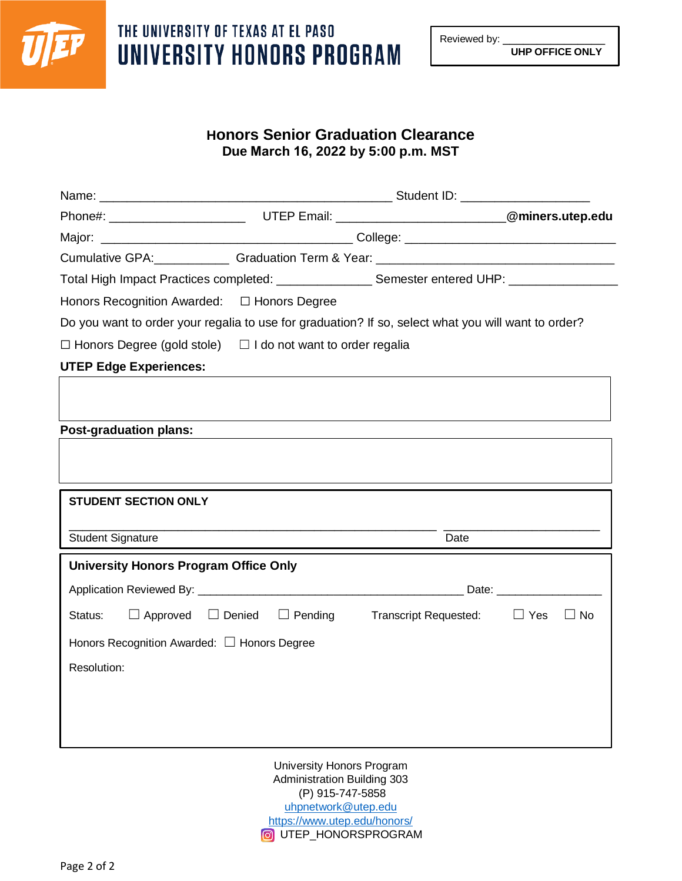THE UNIVERSITY OF TEXAS AT EL PASO
UNIVERSITY HONORS PROGRAM

Reviewed by: ________________
**UHP OFFICE ONLY**

## Honors Senior Graduation Clearance

**Due March 16, 2022 by 5:00 p.m. MST**

Name: ____________________________________________ Student ID: ___________________

Phone#: ____________________ UTEP Email: _________________________**@miners.utep.edu**

Major: _____________________________________ College: _______________________________

Cumulative GPA:___________ Graduation Term & Year: ___________________________________

Total High Impact Practices completed: ______________ Semester entered UHP: _______________

Honors Recognition Awarded: ☐ Honors Degree

Do you want to order your regalia to use for graduation? If so, select what you will want to order?

☐ Honors Degree (gold stole) ☐ I do not want to order regalia

**UTEP Edge Experiences:**

**Post-graduation plans:**

**STUDENT SECTION ONLY**

_______________________________________________________ ________________________

Student Signature Date

**University Honors Program Office Only**

Application Reviewed By: _______________________________________ Date: ________________

Status: ☐ Approved ☐ Denied ☐ Pending Transcript Requested: ☐ Yes ☐ No

Honors Recognition Awarded: ☐ Honors Degree

Resolution:

University Honors Program
Administration Building 303
(P) 915-747-5858
uhpnetwork@utep.edu
https://www.utep.edu/honors/
UTEP_HONORSPROGRAM